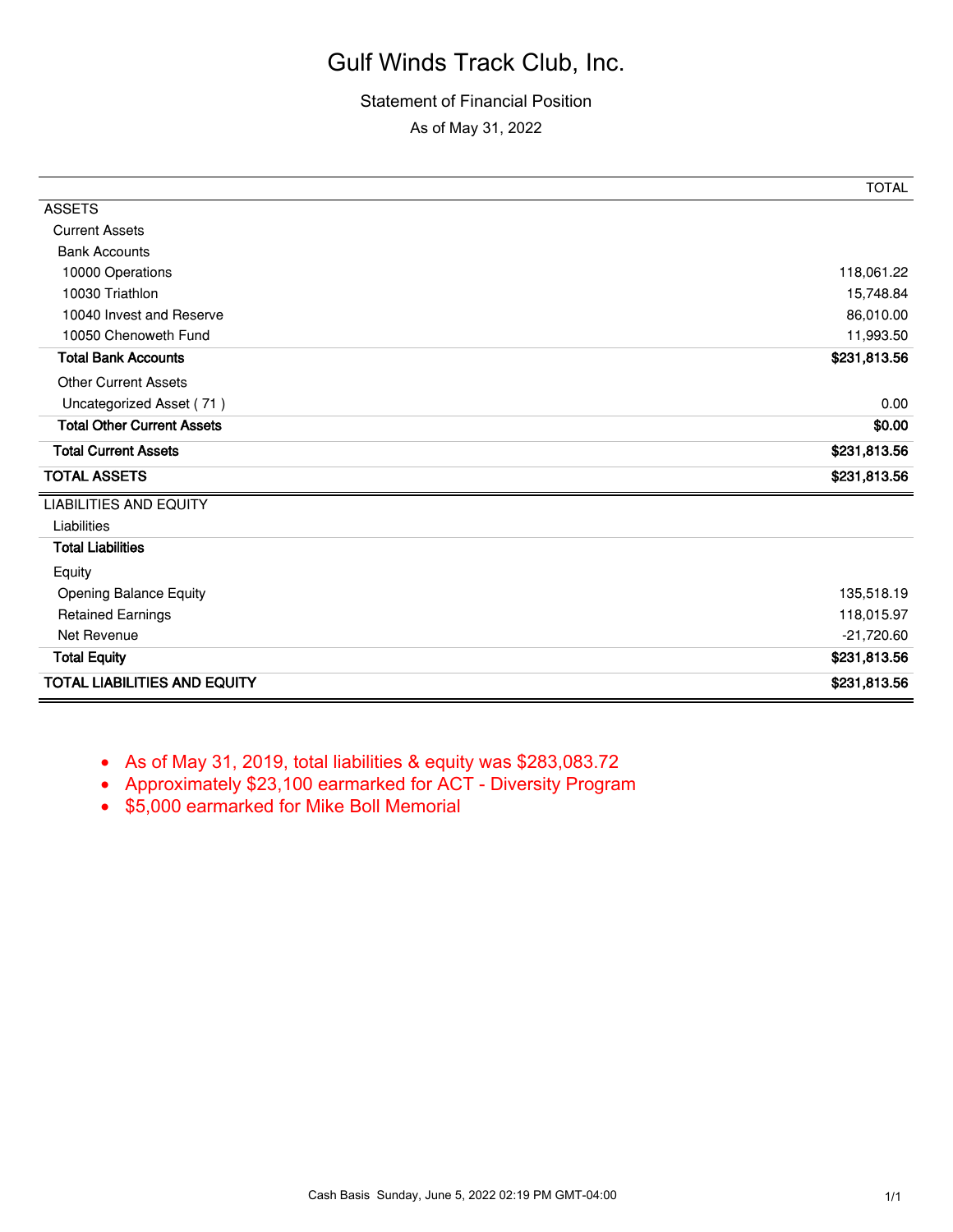# Gulf Winds Track Club, Inc.

## Statement of Financial Position

As of May 31, 2022

| | TOTAL |
|---|---|
| ASSETS | |
| Current Assets | |
| Bank Accounts | |
| 10000 Operations | 118,061.22 |
| 10030 Triathlon | 15,748.84 |
| 10040 Invest and Reserve | 86,010.00 |
| 10050 Chenoweth Fund | 11,993.50 |
| **Total Bank Accounts** | **$231,813.56** |
| Other Current Assets | |
| Uncategorized Asset ( 71 ) | 0.00 |
| **Total Other Current Assets** | **$0.00** |
| **Total Current Assets** | **$231,813.56** |
| **TOTAL ASSETS** | **$231,813.56** |
| LIABILITIES AND EQUITY | |
| Liabilities | |
| **Total Liabilities** | |
| Equity | |
| Opening Balance Equity | 135,518.19 |
| Retained Earnings | 118,015.97 |
| Net Revenue | -21,720.60 |
| **Total Equity** | **$231,813.56** |
| **TOTAL LIABILITIES AND EQUITY** | **$231,813.56** |

- As of May 31, 2019, total liabilities & equity was $283,083.72
- Approximately $23,100 earmarked for ACT - Diversity Program
- $5,000 earmarked for Mike Boll Memorial

Cash Basis Sunday, June 5, 2022 02:19 PM GMT-04:00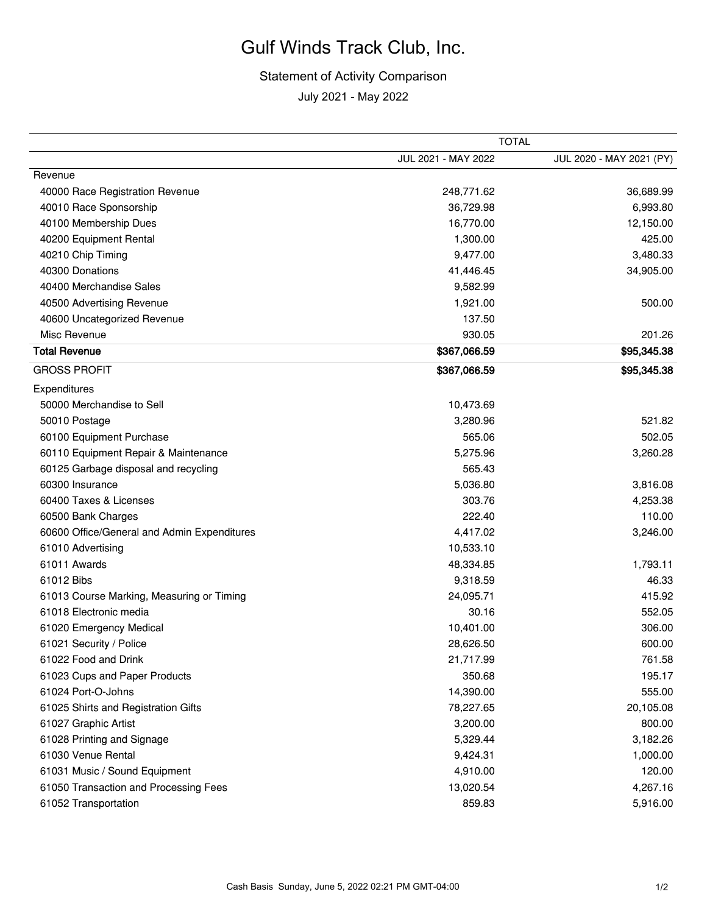# Gulf Winds Track Club, Inc.

## Statement of Activity Comparison

July 2021 - May 2022

| | TOTAL | |
|---|---|---|
| | JUL 2021 - MAY 2022 | JUL 2020 - MAY 2021 (PY) |
| Revenue | | |
| 40000 Race Registration Revenue | 248,771.62 | 36,689.99 |
| 40010 Race Sponsorship | 36,729.98 | 6,993.80 |
| 40100 Membership Dues | 16,770.00 | 12,150.00 |
| 40200 Equipment Rental | 1,300.00 | 425.00 |
| 40210 Chip Timing | 9,477.00 | 3,480.33 |
| 40300 Donations | 41,446.45 | 34,905.00 |
| 40400 Merchandise Sales | 9,582.99 | |
| 40500 Advertising Revenue | 1,921.00 | 500.00 |
| 40600 Uncategorized Revenue | 137.50 | |
| Misc Revenue | 930.05 | 201.26 |
| **Total Revenue** | **$367,066.59** | **$95,345.38** |
| GROSS PROFIT | **$367,066.59** | **$95,345.38** |
| Expenditures | | |
| 50000 Merchandise to Sell | 10,473.69 | |
| 50010 Postage | 3,280.96 | 521.82 |
| 60100 Equipment Purchase | 565.06 | 502.05 |
| 60110 Equipment Repair & Maintenance | 5,275.96 | 3,260.28 |
| 60125 Garbage disposal and recycling | 565.43 | |
| 60300 Insurance | 5,036.80 | 3,816.08 |
| 60400 Taxes & Licenses | 303.76 | 4,253.38 |
| 60500 Bank Charges | 222.40 | 110.00 |
| 60600 Office/General and Admin Expenditures | 4,417.02 | 3,246.00 |
| 61010 Advertising | 10,533.10 | |
| 61011 Awards | 48,334.85 | 1,793.11 |
| 61012 Bibs | 9,318.59 | 46.33 |
| 61013 Course Marking, Measuring or Timing | 24,095.71 | 415.92 |
| 61018 Electronic media | 30.16 | 552.05 |
| 61020 Emergency Medical | 10,401.00 | 306.00 |
| 61021 Security / Police | 28,626.50 | 600.00 |
| 61022 Food and Drink | 21,717.99 | 761.58 |
| 61023 Cups and Paper Products | 350.68 | 195.17 |
| 61024 Port-O-Johns | 14,390.00 | 555.00 |
| 61025 Shirts and Registration Gifts | 78,227.65 | 20,105.08 |
| 61027 Graphic Artist | 3,200.00 | 800.00 |
| 61028 Printing and Signage | 5,329.44 | 3,182.26 |
| 61030 Venue Rental | 9,424.31 | 1,000.00 |
| 61031 Music / Sound Equipment | 4,910.00 | 120.00 |
| 61050 Transaction and Processing Fees | 13,020.54 | 4,267.16 |
| 61052 Transportation | 859.83 | 5,916.00 |

Cash Basis Sunday, June 5, 2022 02:21 PM GMT-04:00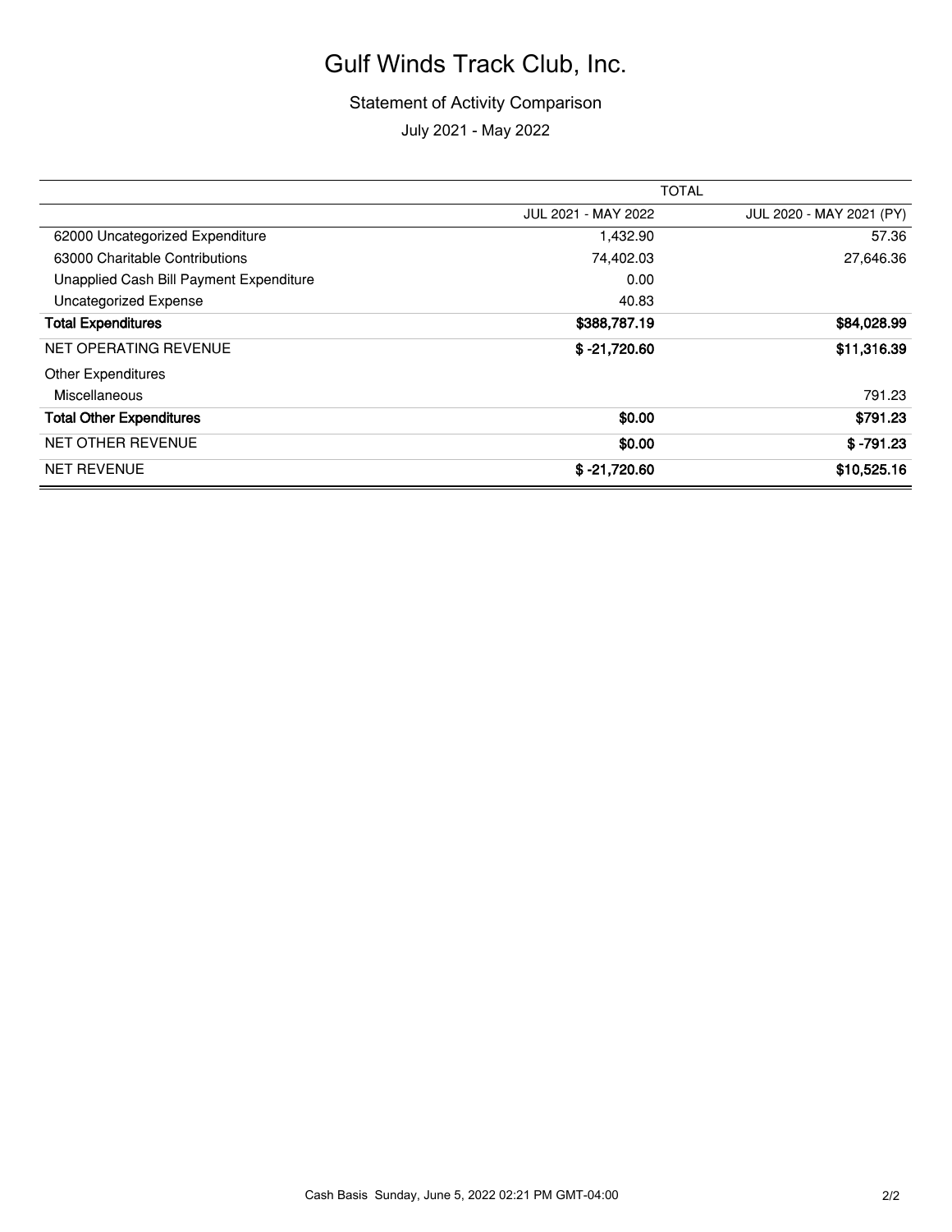# Gulf Winds Track Club, Inc.

Statement of Activity Comparison

July 2021 - May 2022

| | TOTAL | |
|---|---|---|
| | JUL 2021 - MAY 2022 | JUL 2020 - MAY 2021 (PY) |
| 62000 Uncategorized Expenditure | 1,432.90 | 57.36 |
| 63000 Charitable Contributions | 74,402.03 | 27,646.36 |
| Unapplied Cash Bill Payment Expenditure | 0.00 | |
| Uncategorized Expense | 40.83 | |
| **Total Expenditures** | **$388,787.19** | **$84,028.99** |
| NET OPERATING REVENUE | **$ -21,720.60** | **$11,316.39** |
| Other Expenditures | | |
| Miscellaneous | | 791.23 |
| **Total Other Expenditures** | **$0.00** | **$791.23** |
| NET OTHER REVENUE | **$0.00** | **$ -791.23** |
| NET REVENUE | **$ -21,720.60** | **$10,525.16** |

Cash Basis Sunday, June 5, 2022 02:21 PM GMT-04:00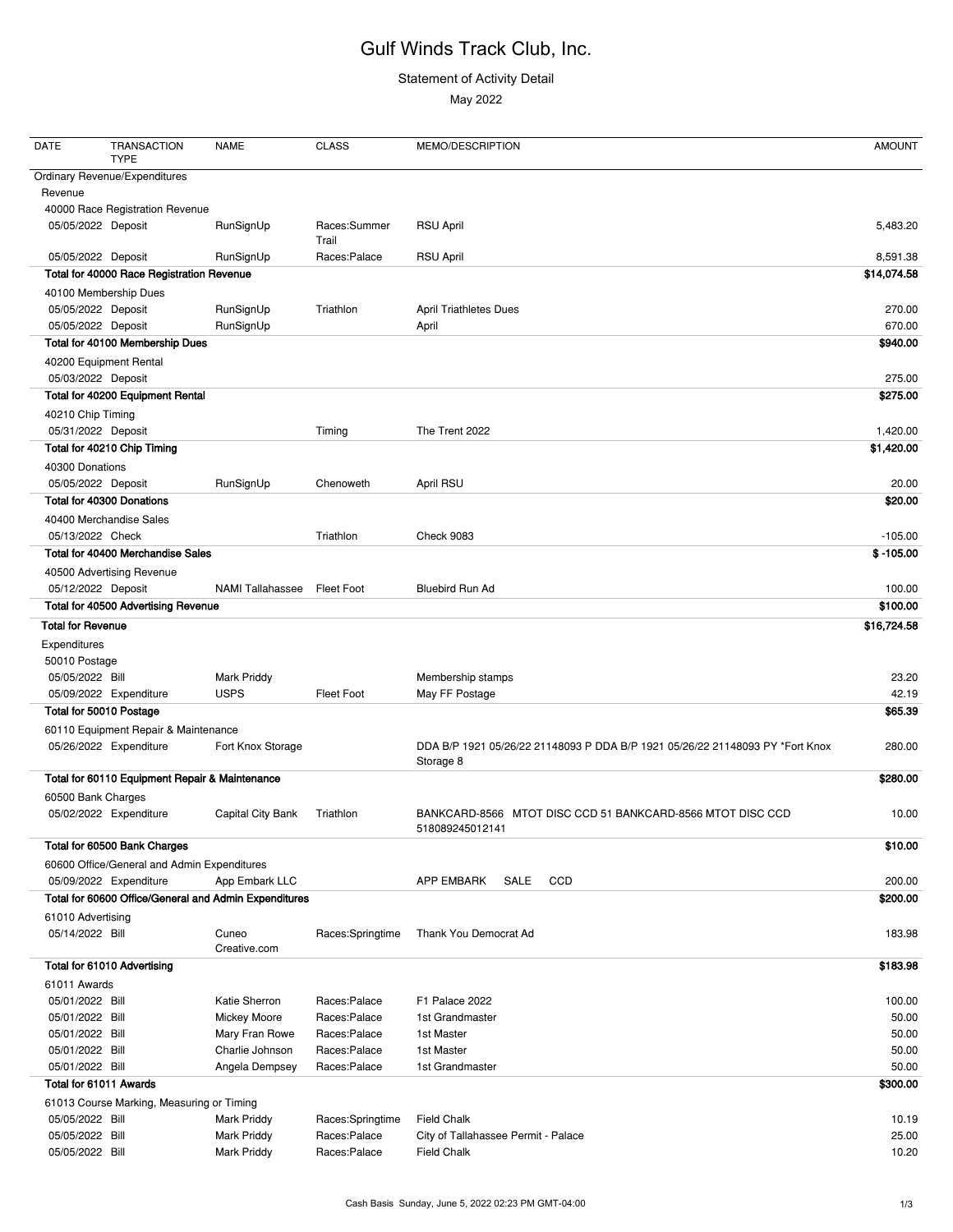# Gulf Winds Track Club, Inc.

Statement of Activity Detail

May 2022

| DATE | TRANSACTION TYPE | NAME | CLASS | MEMO/DESCRIPTION | AMOUNT |
|---|---|---|---|---|---|
| Ordinary Revenue/Expenditures | | | | | |
| Revenue | | | | | |
| 40000 Race Registration Revenue | | | | | |
| 05/05/2022 | Deposit | RunSignUp | Races:Summer Trail | RSU April | 5,483.20 |
| 05/05/2022 | Deposit | RunSignUp | Races:Palace | RSU April | 8,591.38 |
| **Total for 40000 Race Registration Revenue** | | | | | **$14,074.58** |
| 40100 Membership Dues | | | | | |
| 05/05/2022 | Deposit | RunSignUp | Triathlon | April Triathletes Dues | 270.00 |
| 05/05/2022 | Deposit | RunSignUp | | April | 670.00 |
| **Total for 40100 Membership Dues** | | | | | **$940.00** |
| 40200 Equipment Rental | | | | | |
| 05/03/2022 | Deposit | | | | 275.00 |
| **Total for 40200 Equipment Rental** | | | | | **$275.00** |
| 40210 Chip Timing | | | | | |
| 05/31/2022 | Deposit | | Timing | The Trent 2022 | 1,420.00 |
| **Total for 40210 Chip Timing** | | | | | **$1,420.00** |
| 40300 Donations | | | | | |
| 05/05/2022 | Deposit | RunSignUp | Chenoweth | April RSU | 20.00 |
| **Total for 40300 Donations** | | | | | **$20.00** |
| 40400 Merchandise Sales | | | | | |
| 05/13/2022 | Check | | Triathlon | Check 9083 | -105.00 |
| **Total for 40400 Merchandise Sales** | | | | | **$ -105.00** |
| 40500 Advertising Revenue | | | | | |
| 05/12/2022 | Deposit | NAMI Tallahassee | Fleet Foot | Bluebird Run Ad | 100.00 |
| **Total for 40500 Advertising Revenue** | | | | | **$100.00** |
| **Total for Revenue** | | | | | **$16,724.58** |
| Expenditures | | | | | |
| 50010 Postage | | | | | |
| 05/05/2022 | Bill | Mark Priddy | | Membership stamps | 23.20 |
| 05/09/2022 | Expenditure | USPS | Fleet Foot | May FF Postage | 42.19 |
| **Total for 50010 Postage** | | | | | **$65.39** |
| 60110 Equipment Repair & Maintenance | | | | | |
| 05/26/2022 | Expenditure | Fort Knox Storage | | DDA B/P 1921 05/26/22 21148093 P DDA B/P 1921 05/26/22 21148093 PY *Fort Knox Storage 8 | 280.00 |
| **Total for 60110 Equipment Repair & Maintenance** | | | | | **$280.00** |
| 60500 Bank Charges | | | | | |
| 05/02/2022 | Expenditure | Capital City Bank | Triathlon | BANKCARD-8566 MTOT DISC CCD 51 BANKCARD-8566 MTOT DISC CCD 518089245012141 | 10.00 |
| **Total for 60500 Bank Charges** | | | | | **$10.00** |
| 60600 Office/General and Admin Expenditures | | | | | |
| 05/09/2022 | Expenditure | App Embark LLC | | APP EMBARK SALE CCD | 200.00 |
| **Total for 60600 Office/General and Admin Expenditures** | | | | | **$200.00** |
| 61010 Advertising | | | | | |
| 05/14/2022 | Bill | Cuneo Creative.com | Races:Springtime | Thank You Democrat Ad | 183.98 |
| **Total for 61010 Advertising** | | | | | **$183.98** |
| 61011 Awards | | | | | |
| 05/01/2022 | Bill | Katie Sherron | Races:Palace | F1 Palace 2022 | 100.00 |
| 05/01/2022 | Bill | Mickey Moore | Races:Palace | 1st Grandmaster | 50.00 |
| 05/01/2022 | Bill | Mary Fran Rowe | Races:Palace | 1st Master | 50.00 |
| 05/01/2022 | Bill | Charlie Johnson | Races:Palace | 1st Master | 50.00 |
| 05/01/2022 | Bill | Angela Dempsey | Races:Palace | 1st Grandmaster | 50.00 |
| **Total for 61011 Awards** | | | | | **$300.00** |
| 61013 Course Marking, Measuring or Timing | | | | | |
| 05/05/2022 | Bill | Mark Priddy | Races:Springtime | Field Chalk | 10.19 |
| 05/05/2022 | Bill | Mark Priddy | Races:Palace | City of Tallahassee Permit - Palace | 25.00 |
| 05/05/2022 | Bill | Mark Priddy | Races:Palace | Field Chalk | 10.20 |

Cash Basis Sunday, June 5, 2022 02:23 PM GMT-04:00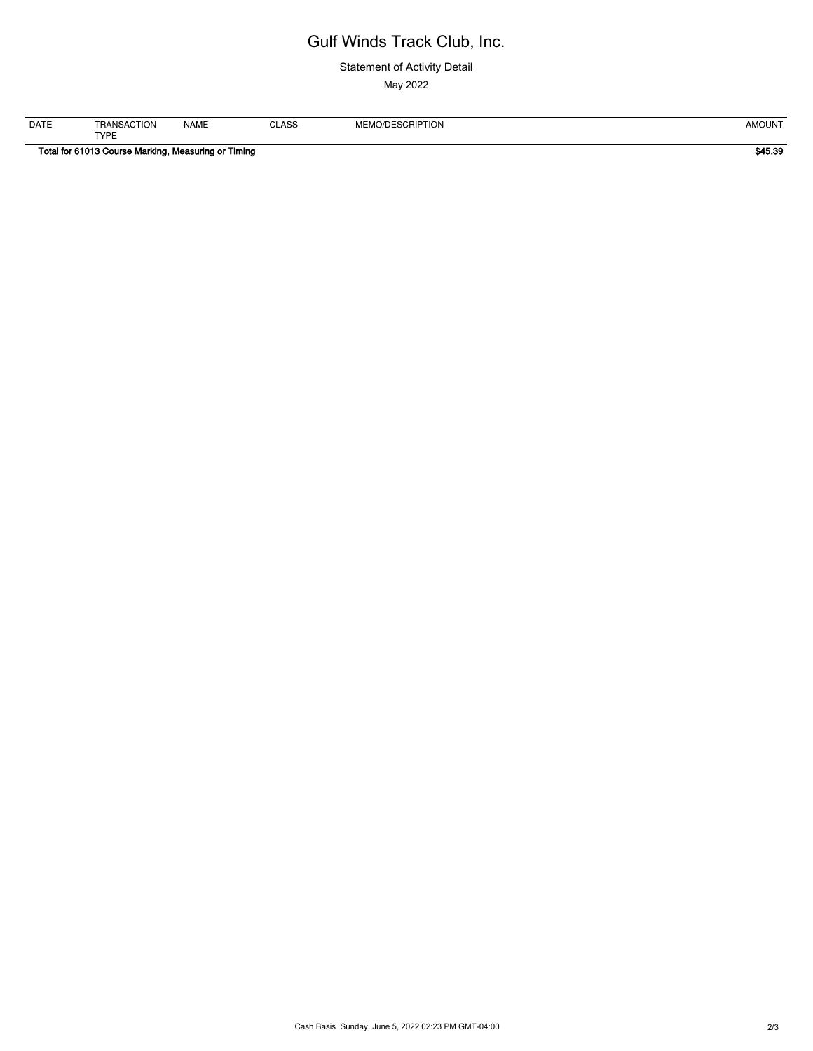# Gulf Winds Track Club, Inc.

Statement of Activity Detail

May 2022

| DATE | TRANSACTION TYPE | NAME | CLASS | MEMO/DESCRIPTION | AMOUNT |
|---|---|---|---|---|---|
| **Total for 61013 Course Marking, Measuring or Timing** | | | | | **$45.39** |

Cash Basis Sunday, June 5, 2022 02:23 PM GMT-04:00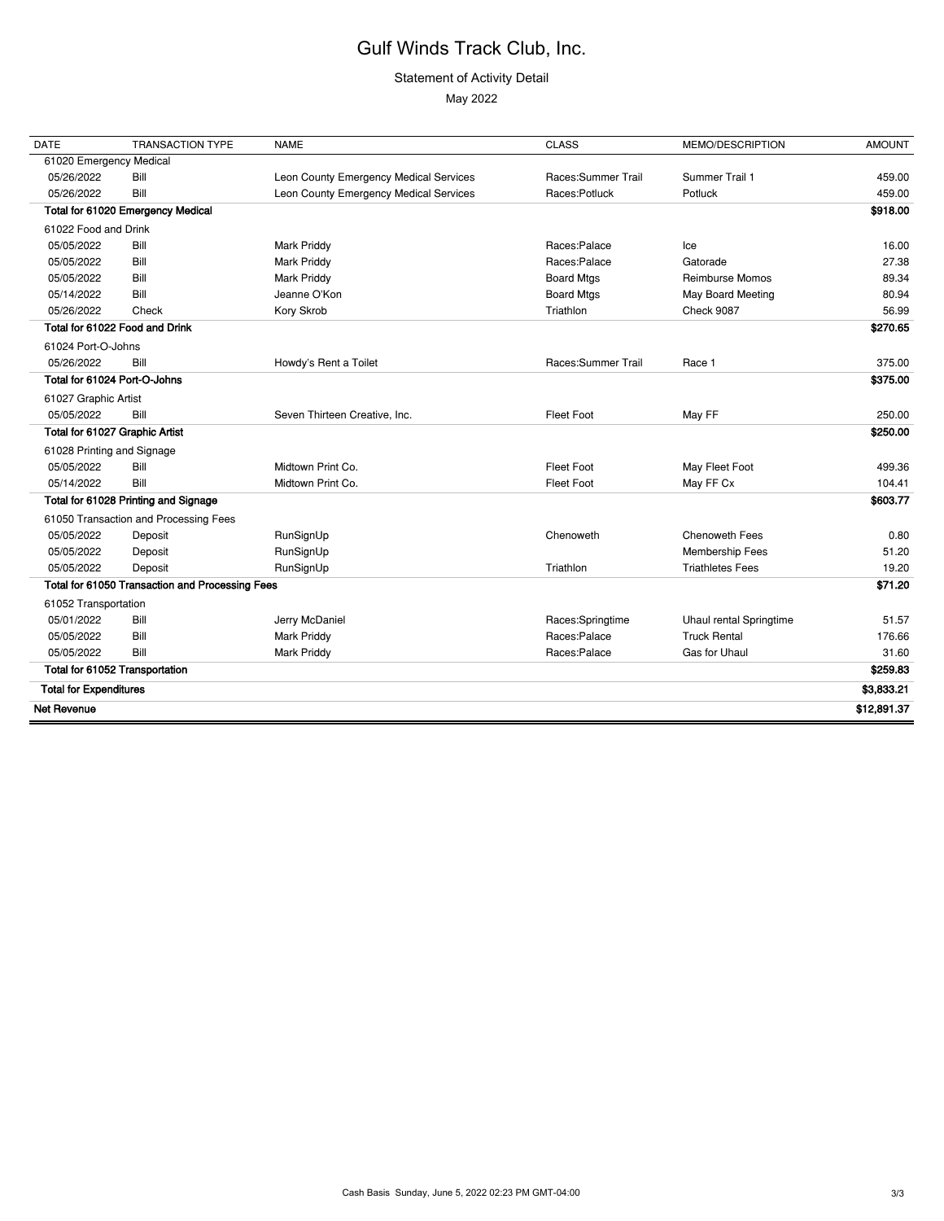# Gulf Winds Track Club, Inc.

Statement of Activity Detail

May 2022

| DATE | TRANSACTION TYPE | NAME | CLASS | MEMO/DESCRIPTION | AMOUNT |
|---|---|---|---|---|---|
| 61020 Emergency Medical | | | | | |
| 05/26/2022 | Bill | Leon County Emergency Medical Services | Races:Summer Trail | Summer Trail 1 | 459.00 |
| 05/26/2022 | Bill | Leon County Emergency Medical Services | Races:Potluck | Potluck | 459.00 |
| **Total for 61020 Emergency Medical** | | | | | **$918.00** |
| 61022 Food and Drink | | | | | |
| 05/05/2022 | Bill | Mark Priddy | Races:Palace | Ice | 16.00 |
| 05/05/2022 | Bill | Mark Priddy | Races:Palace | Gatorade | 27.38 |
| 05/05/2022 | Bill | Mark Priddy | Board Mtgs | Reimburse Momos | 89.34 |
| 05/14/2022 | Bill | Jeanne O'Kon | Board Mtgs | May Board Meeting | 80.94 |
| 05/26/2022 | Check | Kory Skrob | Triathlon | Check 9087 | 56.99 |
| **Total for 61022 Food and Drink** | | | | | **$270.65** |
| 61024 Port-O-Johns | | | | | |
| 05/26/2022 | Bill | Howdy's Rent a Toilet | Races:Summer Trail | Race 1 | 375.00 |
| **Total for 61024 Port-O-Johns** | | | | | **$375.00** |
| 61027 Graphic Artist | | | | | |
| 05/05/2022 | Bill | Seven Thirteen Creative, Inc. | Fleet Foot | May FF | 250.00 |
| **Total for 61027 Graphic Artist** | | | | | **$250.00** |
| 61028 Printing and Signage | | | | | |
| 05/05/2022 | Bill | Midtown Print Co. | Fleet Foot | May Fleet Foot | 499.36 |
| 05/14/2022 | Bill | Midtown Print Co. | Fleet Foot | May FF Cx | 104.41 |
| **Total for 61028 Printing and Signage** | | | | | **$603.77** |
| 61050 Transaction and Processing Fees | | | | | |
| 05/05/2022 | Deposit | RunSignUp | Chenoweth | Chenoweth Fees | 0.80 |
| 05/05/2022 | Deposit | RunSignUp | | Membership Fees | 51.20 |
| 05/05/2022 | Deposit | RunSignUp | Triathlon | Triathletes Fees | 19.20 |
| **Total for 61050 Transaction and Processing Fees** | | | | | **$71.20** |
| 61052 Transportation | | | | | |
| 05/01/2022 | Bill | Jerry McDaniel | Races:Springtime | Uhaul rental Springtime | 51.57 |
| 05/05/2022 | Bill | Mark Priddy | Races:Palace | Truck Rental | 176.66 |
| 05/05/2022 | Bill | Mark Priddy | Races:Palace | Gas for Uhaul | 31.60 |
| **Total for 61052 Transportation** | | | | | **$259.83** |
| **Total for Expenditures** | | | | | **$3,833.21** |
| **Net Revenue** | | | | | **$12,891.37** |

Cash Basis Sunday, June 5, 2022 02:23 PM GMT-04:00